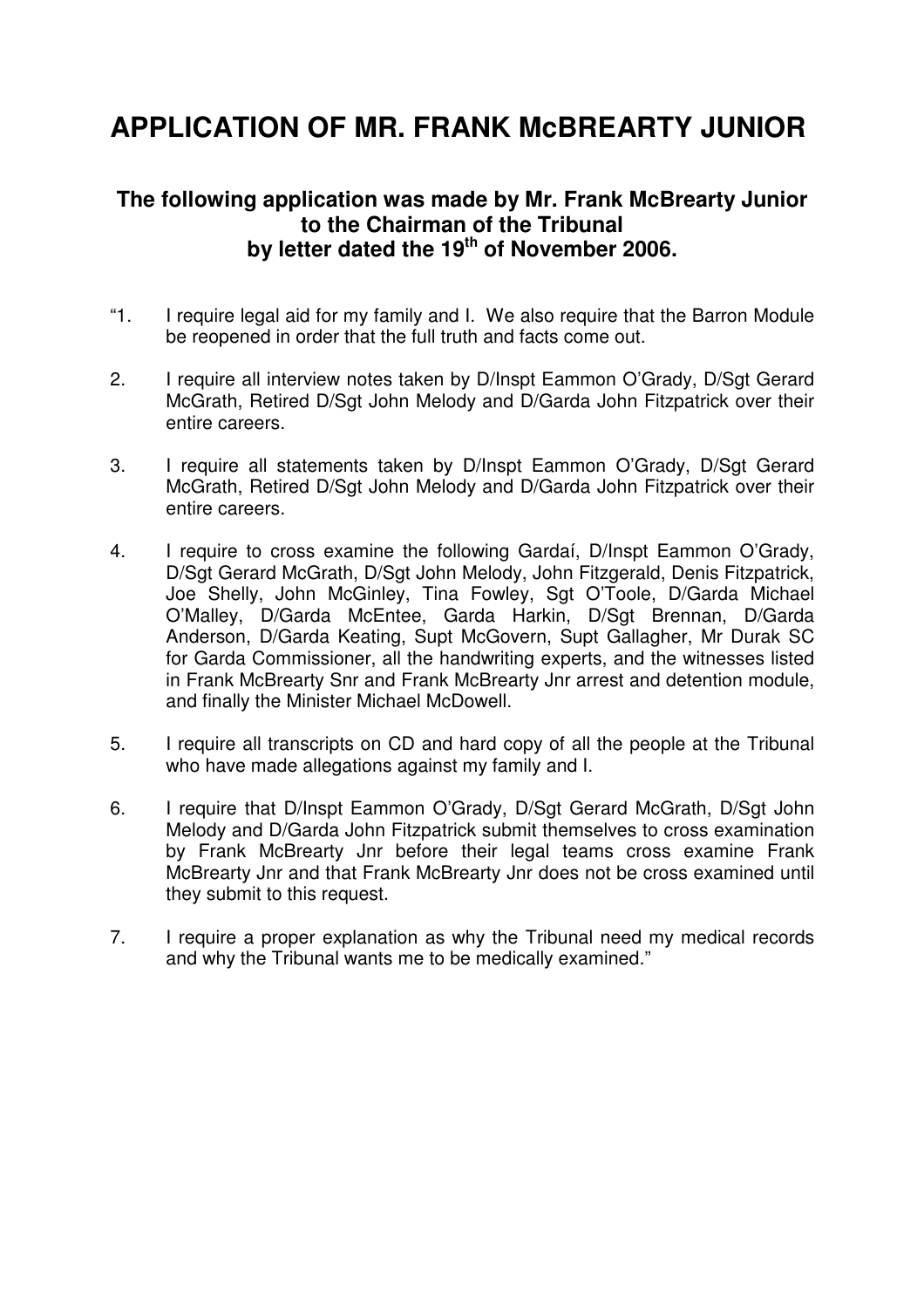# APPLICATION OF MR. FRANK McBREARTY JUNIOR

### The following application was made by Mr. Frank McBrearty Junior to the Chairman of the Tribunal by letter dated the 19th of November 2006.

"1. I require legal aid for my family and I. We also require that the Barron Module be reopened in order that the full truth and facts come out.

2. I require all interview notes taken by D/Inspt Eammon O'Grady, D/Sgt Gerard McGrath, Retired D/Sgt John Melody and D/Garda John Fitzpatrick over their entire careers.

3. I require all statements taken by D/Inspt Eammon O'Grady, D/Sgt Gerard McGrath, Retired D/Sgt John Melody and D/Garda John Fitzpatrick over their entire careers.

4. I require to cross examine the following Gardaí, D/Inspt Eammon O'Grady, D/Sgt Gerard McGrath, D/Sgt John Melody, John Fitzgerald, Denis Fitzpatrick, Joe Shelly, John McGinley, Tina Fowley, Sgt O'Toole, D/Garda Michael O'Malley, D/Garda McEntee, Garda Harkin, D/Sgt Brennan, D/Garda Anderson, D/Garda Keating, Supt McGovern, Supt Gallagher, Mr Durak SC for Garda Commissioner, all the handwriting experts, and the witnesses listed in Frank McBrearty Snr and Frank McBrearty Jnr arrest and detention module, and finally the Minister Michael McDowell.

5. I require all transcripts on CD and hard copy of all the people at the Tribunal who have made allegations against my family and I.

6. I require that D/Inspt Eammon O'Grady, D/Sgt Gerard McGrath, D/Sgt John Melody and D/Garda John Fitzpatrick submit themselves to cross examination by Frank McBrearty Jnr before their legal teams cross examine Frank McBrearty Jnr and that Frank McBrearty Jnr does not be cross examined until they submit to this request.

7. I require a proper explanation as why the Tribunal need my medical records and why the Tribunal wants me to be medically examined."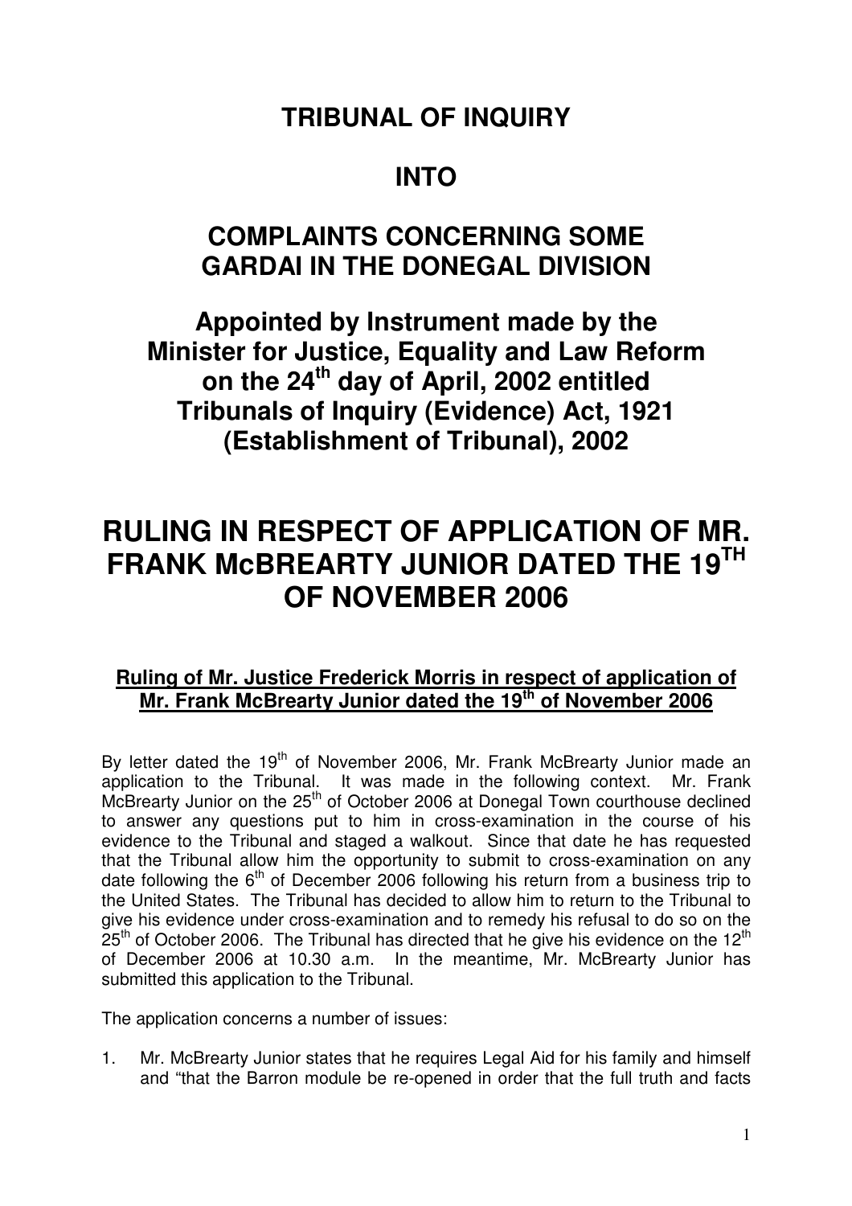# TRIBUNAL OF INQUIRY

# INTO

# COMPLAINTS CONCERNING SOME GARDAI IN THE DONEGAL DIVISION

## Appointed by Instrument made by the Minister for Justice, Equality and Law Reform on the 24th day of April, 2002 entitled Tribunals of Inquiry (Evidence) Act, 1921 (Establishment of Tribunal), 2002

# RULING IN RESPECT OF APPLICATION OF MR. FRANK McBREARTY JUNIOR DATED THE 19TH OF NOVEMBER 2006

### Ruling of Mr. Justice Frederick Morris in respect of application of Mr. Frank McBrearty Junior dated the 19th of November 2006

By letter dated the 19th of November 2006, Mr. Frank McBrearty Junior made an application to the Tribunal. It was made in the following context. Mr. Frank McBrearty Junior on the 25th of October 2006 at Donegal Town courthouse declined to answer any questions put to him in cross-examination in the course of his evidence to the Tribunal and staged a walkout. Since that date he has requested that the Tribunal allow him the opportunity to submit to cross-examination on any date following the 6th of December 2006 following his return from a business trip to the United States. The Tribunal has decided to allow him to return to the Tribunal to give his evidence under cross-examination and to remedy his refusal to do so on the 25th of October 2006. The Tribunal has directed that he give his evidence on the 12th of December 2006 at 10.30 a.m. In the meantime, Mr. McBrearty Junior has submitted this application to the Tribunal.

The application concerns a number of issues:

1. Mr. McBrearty Junior states that he requires Legal Aid for his family and himself and "that the Barron module be re-opened in order that the full truth and facts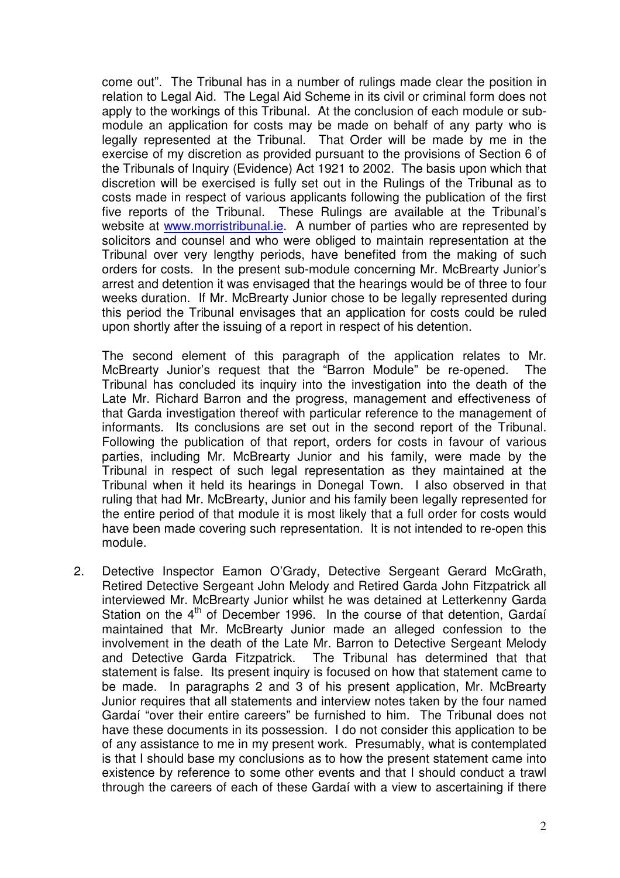come out". The Tribunal has in a number of rulings made clear the position in relation to Legal Aid. The Legal Aid Scheme in its civil or criminal form does not apply to the workings of this Tribunal. At the conclusion of each module or sub-module an application for costs may be made on behalf of any party who is legally represented at the Tribunal. That Order will be made by me in the exercise of my discretion as provided pursuant to the provisions of Section 6 of the Tribunals of Inquiry (Evidence) Act 1921 to 2002. The basis upon which that discretion will be exercised is fully set out in the Rulings of the Tribunal as to costs made in respect of various applicants following the publication of the first five reports of the Tribunal. These Rulings are available at the Tribunal's website at [www.morristribunal.ie](http://www.morristribunal.ie). A number of parties who are represented by solicitors and counsel and who were obliged to maintain representation at the Tribunal over very lengthy periods, have benefited from the making of such orders for costs. In the present sub-module concerning Mr. McBrearty Junior's arrest and detention it was envisaged that the hearings would be of three to four weeks duration. If Mr. McBrearty Junior chose to be legally represented during this period the Tribunal envisages that an application for costs could be ruled upon shortly after the issuing of a report in respect of his detention.

The second element of this paragraph of the application relates to Mr. McBrearty Junior's request that the "Barron Module" be re-opened. The Tribunal has concluded its inquiry into the investigation into the death of the Late Mr. Richard Barron and the progress, management and effectiveness of that Garda investigation thereof with particular reference to the management of informants. Its conclusions are set out in the second report of the Tribunal. Following the publication of that report, orders for costs in favour of various parties, including Mr. McBrearty Junior and his family, were made by the Tribunal in respect of such legal representation as they maintained at the Tribunal when it held its hearings in Donegal Town. I also observed in that ruling that had Mr. McBrearty, Junior and his family been legally represented for the entire period of that module it is most likely that a full order for costs would have been made covering such representation. It is not intended to re-open this module.

2. Detective Inspector Eamon O'Grady, Detective Sergeant Gerard McGrath, Retired Detective Sergeant John Melody and Retired Garda John Fitzpatrick all interviewed Mr. McBrearty Junior whilst he was detained at Letterkenny Garda Station on the 4th of December 1996. In the course of that detention, Gardaí maintained that Mr. McBrearty Junior made an alleged confession to the involvement in the death of the Late Mr. Barron to Detective Sergeant Melody and Detective Garda Fitzpatrick. The Tribunal has determined that that statement is false. Its present inquiry is focused on how that statement came to be made. In paragraphs 2 and 3 of his present application, Mr. McBrearty Junior requires that all statements and interview notes taken by the four named Gardaí "over their entire careers" be furnished to him. The Tribunal does not have these documents in its possession. I do not consider this application to be of any assistance to me in my present work. Presumably, what is contemplated is that I should base my conclusions as to how the present statement came into existence by reference to some other events and that I should conduct a trawl through the careers of each of these Gardaí with a view to ascertaining if there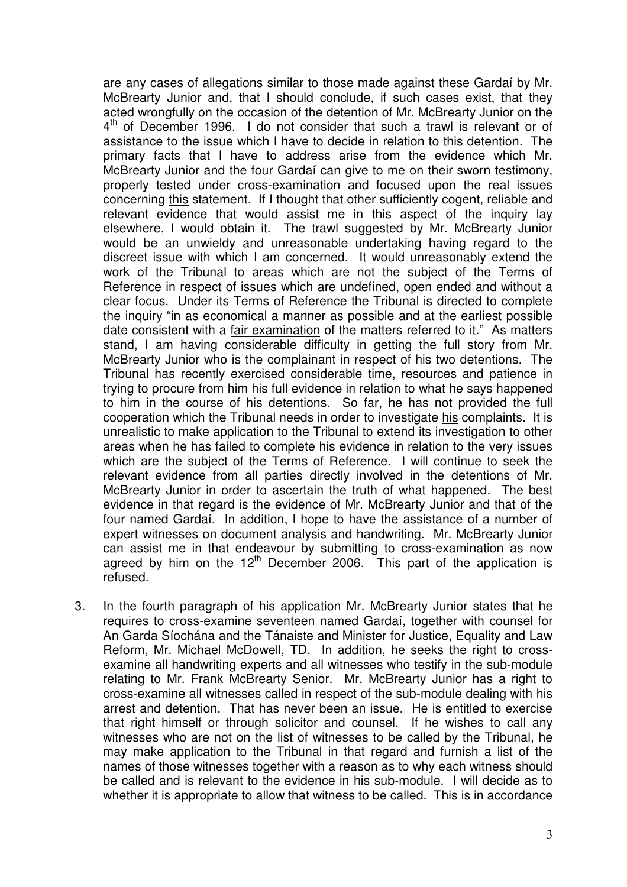are any cases of allegations similar to those made against these Gardaí by Mr. McBrearty Junior and, that I should conclude, if such cases exist, that they acted wrongfully on the occasion of the detention of Mr. McBrearty Junior on the 4th of December 1996. I do not consider that such a trawl is relevant or of assistance to the issue which I have to decide in relation to this detention. The primary facts that I have to address arise from the evidence which Mr. McBrearty Junior and the four Gardaí can give to me on their sworn testimony, properly tested under cross-examination and focused upon the real issues concerning <u>this</u> statement. If I thought that other sufficiently cogent, reliable and relevant evidence that would assist me in this aspect of the inquiry lay elsewhere, I would obtain it. The trawl suggested by Mr. McBrearty Junior would be an unwieldy and unreasonable undertaking having regard to the discreet issue with which I am concerned. It would unreasonably extend the work of the Tribunal to areas which are not the subject of the Terms of Reference in respect of issues which are undefined, open ended and without a clear focus. Under its Terms of Reference the Tribunal is directed to complete the inquiry "in as economical a manner as possible and at the earliest possible date consistent with a <u>fair examination</u> of the matters referred to it." As matters stand, I am having considerable difficulty in getting the full story from Mr. McBrearty Junior who is the complainant in respect of his two detentions. The Tribunal has recently exercised considerable time, resources and patience in trying to procure from him his full evidence in relation to what he says happened to him in the course of his detentions. So far, he has not provided the full cooperation which the Tribunal needs in order to investigate <u>his</u> complaints. It is unrealistic to make application to the Tribunal to extend its investigation to other areas when he has failed to complete his evidence in relation to the very issues which are the subject of the Terms of Reference. I will continue to seek the relevant evidence from all parties directly involved in the detentions of Mr. McBrearty Junior in order to ascertain the truth of what happened. The best evidence in that regard is the evidence of Mr. McBrearty Junior and that of the four named Gardaí. In addition, I hope to have the assistance of a number of expert witnesses on document analysis and handwriting. Mr. McBrearty Junior can assist me in that endeavour by submitting to cross-examination as now agreed by him on the 12th December 2006. This part of the application is refused.

3. In the fourth paragraph of his application Mr. McBrearty Junior states that he requires to cross-examine seventeen named Gardaí, together with counsel for An Garda Síochána and the Tánaiste and Minister for Justice, Equality and Law Reform, Mr. Michael McDowell, TD. In addition, he seeks the right to cross-examine all handwriting experts and all witnesses who testify in the sub-module relating to Mr. Frank McBrearty Senior. Mr. McBrearty Junior has a right to cross-examine all witnesses called in respect of the sub-module dealing with his arrest and detention. That has never been an issue. He is entitled to exercise that right himself or through solicitor and counsel. If he wishes to call any witnesses who are not on the list of witnesses to be called by the Tribunal, he may make application to the Tribunal in that regard and furnish a list of the names of those witnesses together with a reason as to why each witness should be called and is relevant to the evidence in his sub-module. I will decide as to whether it is appropriate to allow that witness to be called. This is in accordance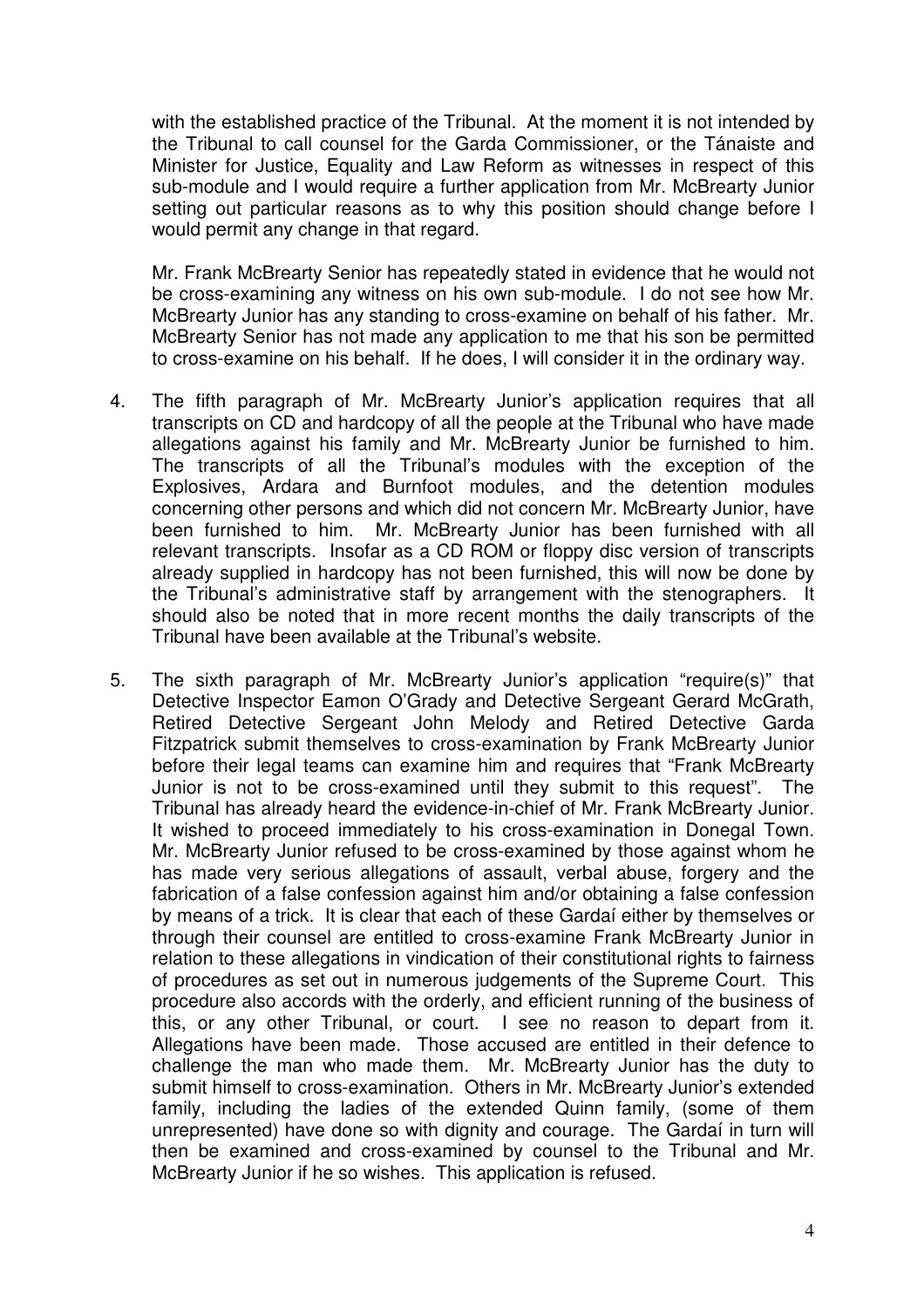with the established practice of the Tribunal. At the moment it is not intended by the Tribunal to call counsel for the Garda Commissioner, or the Tánaiste and Minister for Justice, Equality and Law Reform as witnesses in respect of this sub-module and I would require a further application from Mr. McBrearty Junior setting out particular reasons as to why this position should change before I would permit any change in that regard.

Mr. Frank McBrearty Senior has repeatedly stated in evidence that he would not be cross-examining any witness on his own sub-module. I do not see how Mr. McBrearty Junior has any standing to cross-examine on behalf of his father. Mr. McBrearty Senior has not made any application to me that his son be permitted to cross-examine on his behalf. If he does, I will consider it in the ordinary way.

4. The fifth paragraph of Mr. McBrearty Junior's application requires that all transcripts on CD and hardcopy of all the people at the Tribunal who have made allegations against his family and Mr. McBrearty Junior be furnished to him. The transcripts of all the Tribunal's modules with the exception of the Explosives, Ardara and Burnfoot modules, and the detention modules concerning other persons and which did not concern Mr. McBrearty Junior, have been furnished to him. Mr. McBrearty Junior has been furnished with all relevant transcripts. Insofar as a CD ROM or floppy disc version of transcripts already supplied in hardcopy has not been furnished, this will now be done by the Tribunal's administrative staff by arrangement with the stenographers. It should also be noted that in more recent months the daily transcripts of the Tribunal have been available at the Tribunal's website.

5. The sixth paragraph of Mr. McBrearty Junior's application "require(s)" that Detective Inspector Eamon O'Grady and Detective Sergeant Gerard McGrath, Retired Detective Sergeant John Melody and Retired Detective Garda Fitzpatrick submit themselves to cross-examination by Frank McBrearty Junior before their legal teams can examine him and requires that "Frank McBrearty Junior is not to be cross-examined until they submit to this request". The Tribunal has already heard the evidence-in-chief of Mr. Frank McBrearty Junior. It wished to proceed immediately to his cross-examination in Donegal Town. Mr. McBrearty Junior refused to be cross-examined by those against whom he has made very serious allegations of assault, verbal abuse, forgery and the fabrication of a false confession against him and/or obtaining a false confession by means of a trick. It is clear that each of these Gardaí either by themselves or through their counsel are entitled to cross-examine Frank McBrearty Junior in relation to these allegations in vindication of their constitutional rights to fairness of procedures as set out in numerous judgements of the Supreme Court. This procedure also accords with the orderly, and efficient running of the business of this, or any other Tribunal, or court. I see no reason to depart from it. Allegations have been made. Those accused are entitled in their defence to challenge the man who made them. Mr. McBrearty Junior has the duty to submit himself to cross-examination. Others in Mr. McBrearty Junior's extended family, including the ladies of the extended Quinn family, (some of them unrepresented) have done so with dignity and courage. The Gardaí in turn will then be examined and cross-examined by counsel to the Tribunal and Mr. McBrearty Junior if he so wishes. This application is refused.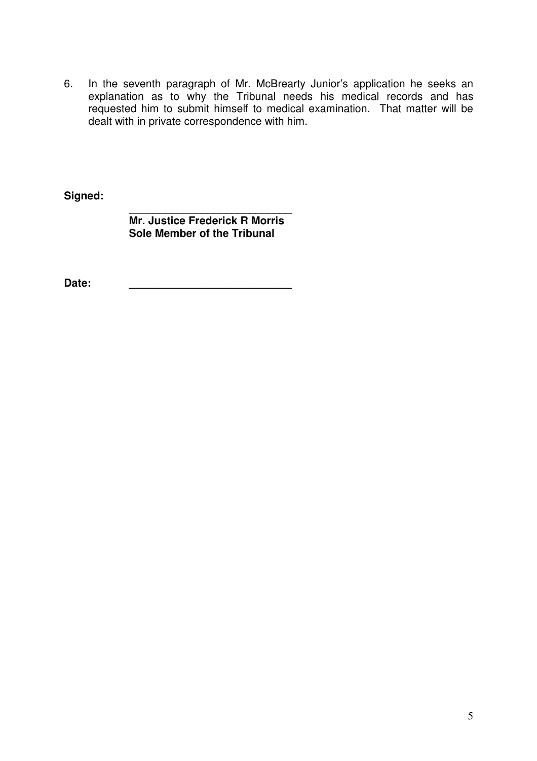6. In the seventh paragraph of Mr. McBrearty Junior's application he seeks an explanation as to why the Tribunal needs his medical records and has requested him to submit himself to medical examination. That matter will be dealt with in private correspondence with him.

**Signed:** \_\_\_\_\_\_\_\_\_\_\_\_\_\_\_\_\_\_\_\_\_\_\_\_\_\_\_\_

**Mr. Justice Frederick R Morris**
**Sole Member of the Tribunal**

**Date:** \_\_\_\_\_\_\_\_\_\_\_\_\_\_\_\_\_\_\_\_\_\_\_\_\_\_\_\_